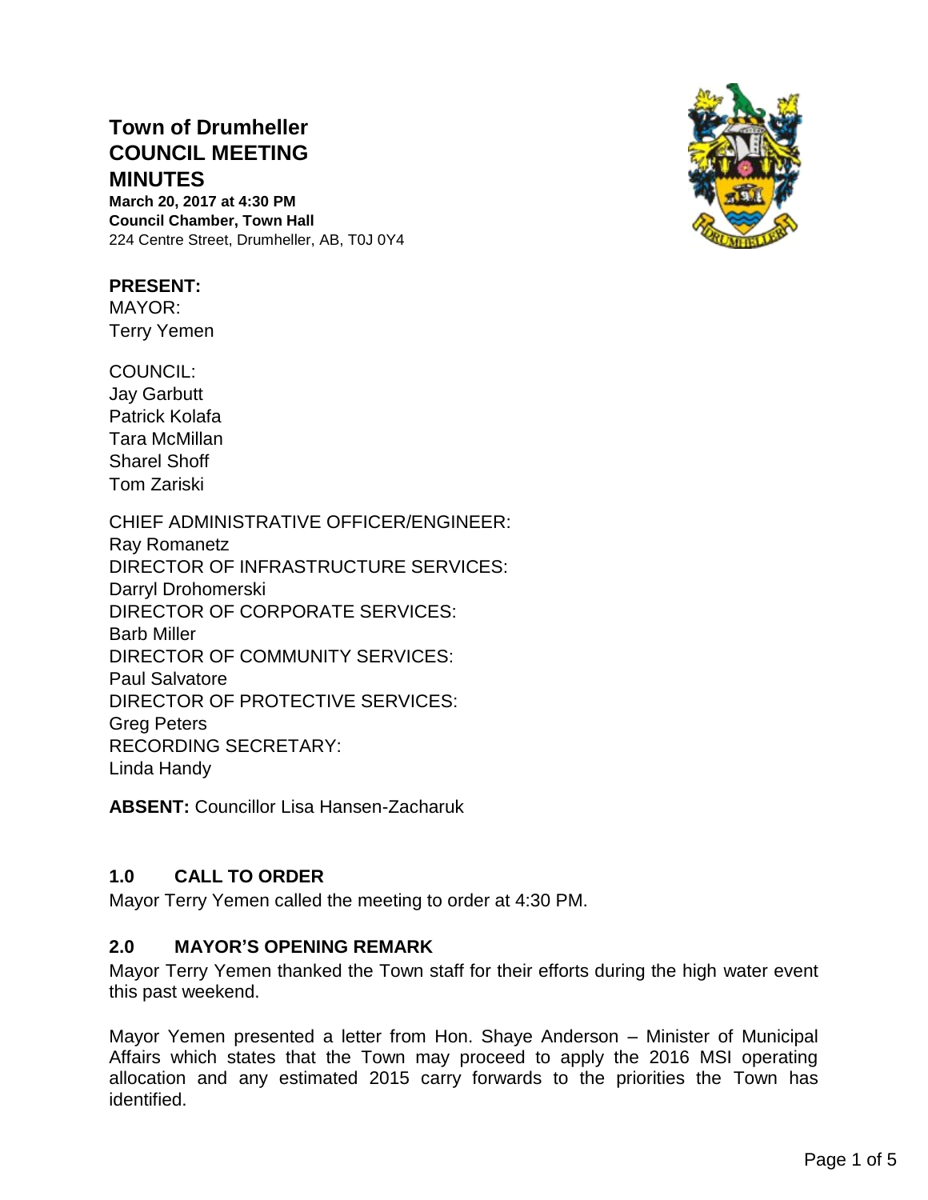# Town of Drumheller COUNCIL MEETING MINUTES

**March 20, 2017 at 4:30 PM**
**Council Chamber, Town Hall**
224 Centre Street, Drumheller, AB, T0J 0Y4

**PRESENT:**
MAYOR:
Terry Yemen

COUNCIL:
Jay Garbutt
Patrick Kolafa
Tara McMillan
Sharel Shoff
Tom Zariski

CHIEF ADMINISTRATIVE OFFICER/ENGINEER:
Ray Romanetz
DIRECTOR OF INFRASTRUCTURE SERVICES:
Darryl Drohomerski
DIRECTOR OF CORPORATE SERVICES:
Barb Miller
DIRECTOR OF COMMUNITY SERVICES:
Paul Salvatore
DIRECTOR OF PROTECTIVE SERVICES:
Greg Peters
RECORDING SECRETARY:
Linda Handy

**ABSENT:** Councillor Lisa Hansen-Zacharuk

## 1.0 CALL TO ORDER

Mayor Terry Yemen called the meeting to order at 4:30 PM.

## 2.0 MAYOR'S OPENING REMARK

Mayor Terry Yemen thanked the Town staff for their efforts during the high water event this past weekend.

Mayor Yemen presented a letter from Hon. Shaye Anderson – Minister of Municipal Affairs which states that the Town may proceed to apply the 2016 MSI operating allocation and any estimated 2015 carry forwards to the priorities the Town has identified.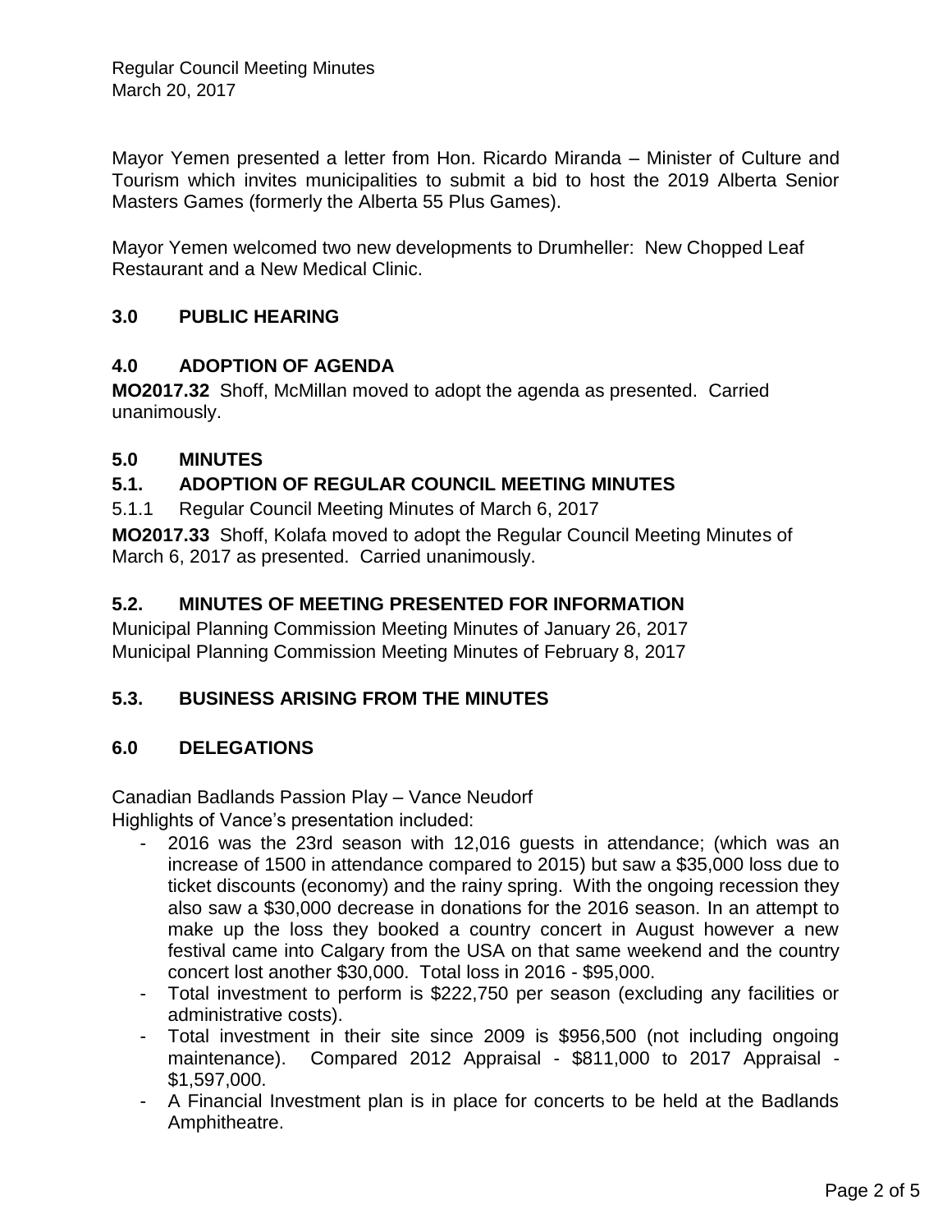Mayor Yemen presented a letter from Hon. Ricardo Miranda – Minister of Culture and Tourism which invites municipalities to submit a bid to host the 2019 Alberta Senior Masters Games (formerly the Alberta 55 Plus Games).

Mayor Yemen welcomed two new developments to Drumheller: New Chopped Leaf Restaurant and a New Medical Clinic.

## 3.0 PUBLIC HEARING

## 4.0 ADOPTION OF AGENDA

**MO2017.32** Shoff, McMillan moved to adopt the agenda as presented. Carried unanimously.

## 5.0 MINUTES

### 5.1. ADOPTION OF REGULAR COUNCIL MEETING MINUTES

5.1.1 Regular Council Meeting Minutes of March 6, 2017

**MO2017.33** Shoff, Kolafa moved to adopt the Regular Council Meeting Minutes of March 6, 2017 as presented. Carried unanimously.

### 5.2. MINUTES OF MEETING PRESENTED FOR INFORMATION

Municipal Planning Commission Meeting Minutes of January 26, 2017
Municipal Planning Commission Meeting Minutes of February 8, 2017

### 5.3. BUSINESS ARISING FROM THE MINUTES

## 6.0 DELEGATIONS

Canadian Badlands Passion Play – Vance Neudorf
Highlights of Vance's presentation included:

- 2016 was the 23rd season with 12,016 guests in attendance; (which was an increase of 1500 in attendance compared to 2015) but saw a $35,000 loss due to ticket discounts (economy) and the rainy spring. With the ongoing recession they also saw a $30,000 decrease in donations for the 2016 season. In an attempt to make up the loss they booked a country concert in August however a new festival came into Calgary from the USA on that same weekend and the country concert lost another $30,000. Total loss in 2016 - $95,000.
- Total investment to perform is $222,750 per season (excluding any facilities or administrative costs).
- Total investment in their site since 2009 is $956,500 (not including ongoing maintenance). Compared 2012 Appraisal - $811,000 to 2017 Appraisal - $1,597,000.
- A Financial Investment plan is in place for concerts to be held at the Badlands Amphitheatre.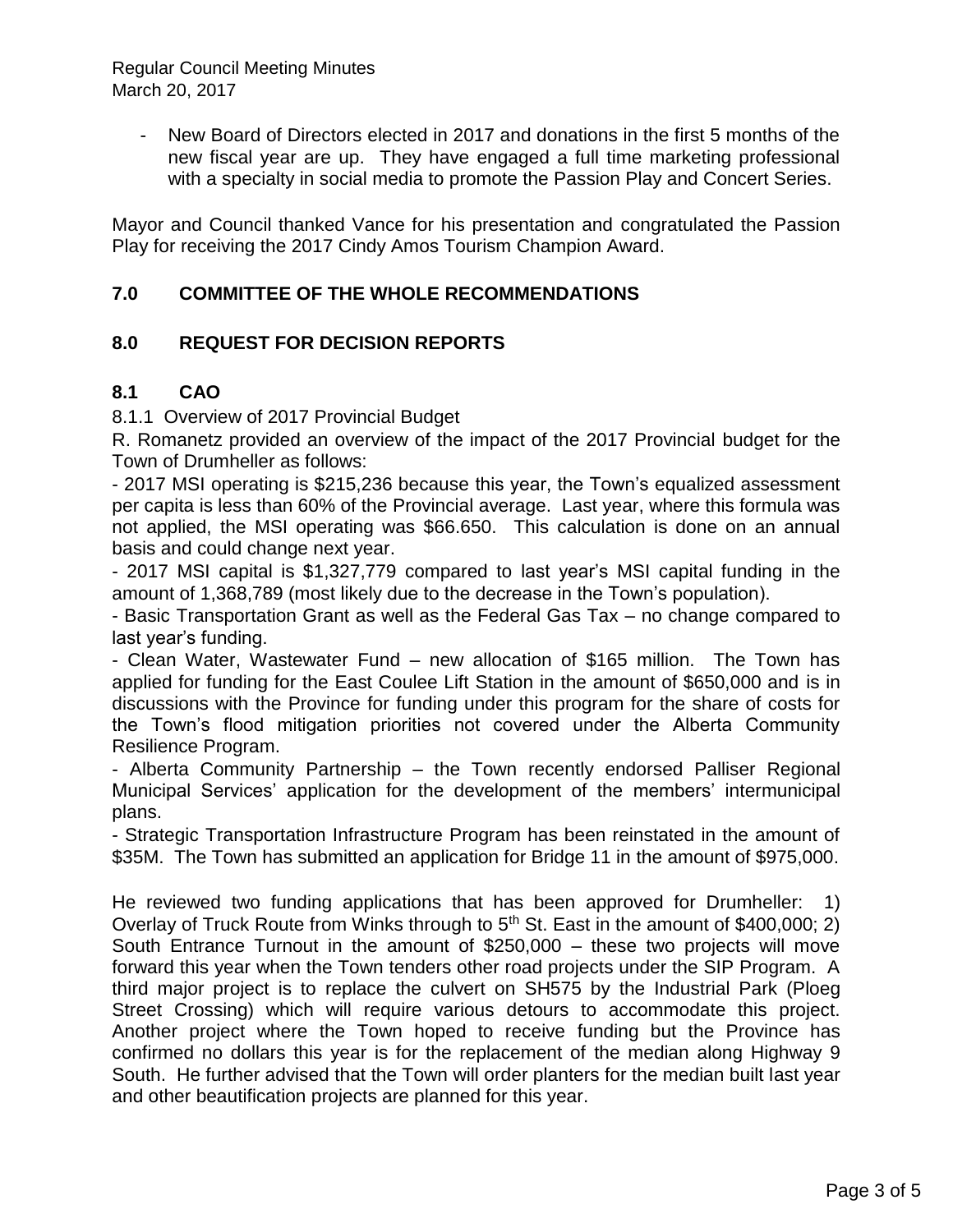- New Board of Directors elected in 2017 and donations in the first 5 months of the new fiscal year are up. They have engaged a full time marketing professional with a specialty in social media to promote the Passion Play and Concert Series.

Mayor and Council thanked Vance for his presentation and congratulated the Passion Play for receiving the 2017 Cindy Amos Tourism Champion Award.

## 7.0 COMMITTEE OF THE WHOLE RECOMMENDATIONS

## 8.0 REQUEST FOR DECISION REPORTS

## 8.1 CAO

8.1.1 Overview of 2017 Provincial Budget

R. Romanetz provided an overview of the impact of the 2017 Provincial budget for the Town of Drumheller as follows:

- 2017 MSI operating is $215,236 because this year, the Town's equalized assessment per capita is less than 60% of the Provincial average. Last year, where this formula was not applied, the MSI operating was $66.650. This calculation is done on an annual basis and could change next year.
- 2017 MSI capital is $1,327,779 compared to last year's MSI capital funding in the amount of 1,368,789 (most likely due to the decrease in the Town's population).
- Basic Transportation Grant as well as the Federal Gas Tax – no change compared to last year's funding.
- Clean Water, Wastewater Fund – new allocation of $165 million. The Town has applied for funding for the East Coulee Lift Station in the amount of $650,000 and is in discussions with the Province for funding under this program for the share of costs for the Town's flood mitigation priorities not covered under the Alberta Community Resilience Program.
- Alberta Community Partnership – the Town recently endorsed Palliser Regional Municipal Services' application for the development of the members' intermunicipal plans.
- Strategic Transportation Infrastructure Program has been reinstated in the amount of $35M. The Town has submitted an application for Bridge 11 in the amount of $975,000.

He reviewed two funding applications that has been approved for Drumheller: 1) Overlay of Truck Route from Winks through to 5th St. East in the amount of $400,000; 2) South Entrance Turnout in the amount of $250,000 – these two projects will move forward this year when the Town tenders other road projects under the SIP Program. A third major project is to replace the culvert on SH575 by the Industrial Park (Ploeg Street Crossing) which will require various detours to accommodate this project. Another project where the Town hoped to receive funding but the Province has confirmed no dollars this year is for the replacement of the median along Highway 9 South. He further advised that the Town will order planters for the median built last year and other beautification projects are planned for this year.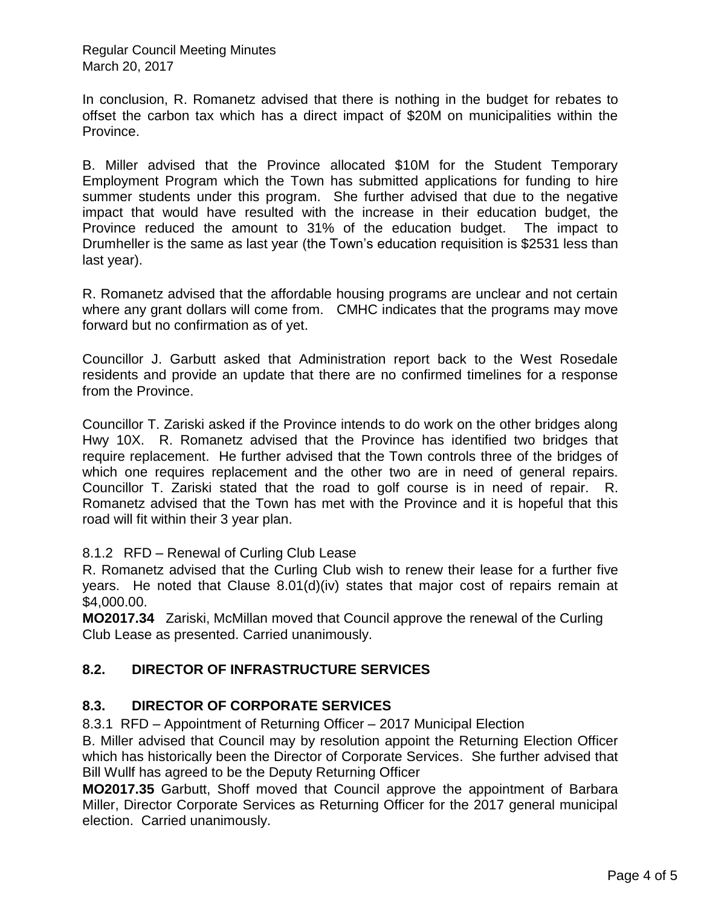In conclusion, R. Romanetz advised that there is nothing in the budget for rebates to offset the carbon tax which has a direct impact of $20M on municipalities within the Province.

B. Miller advised that the Province allocated $10M for the Student Temporary Employment Program which the Town has submitted applications for funding to hire summer students under this program. She further advised that due to the negative impact that would have resulted with the increase in their education budget, the Province reduced the amount to 31% of the education budget. The impact to Drumheller is the same as last year (the Town's education requisition is $2531 less than last year).

R. Romanetz advised that the affordable housing programs are unclear and not certain where any grant dollars will come from. CMHC indicates that the programs may move forward but no confirmation as of yet.

Councillor J. Garbutt asked that Administration report back to the West Rosedale residents and provide an update that there are no confirmed timelines for a response from the Province.

Councillor T. Zariski asked if the Province intends to do work on the other bridges along Hwy 10X. R. Romanetz advised that the Province has identified two bridges that require replacement. He further advised that the Town controls three of the bridges of which one requires replacement and the other two are in need of general repairs. Councillor T. Zariski stated that the road to golf course is in need of repair. R. Romanetz advised that the Town has met with the Province and it is hopeful that this road will fit within their 3 year plan.

8.1.2 RFD – Renewal of Curling Club Lease

R. Romanetz advised that the Curling Club wish to renew their lease for a further five years. He noted that Clause 8.01(d)(iv) states that major cost of repairs remain at $4,000.00.

**MO2017.34** Zariski, McMillan moved that Council approve the renewal of the Curling Club Lease as presented. Carried unanimously.

## 8.2. DIRECTOR OF INFRASTRUCTURE SERVICES

## 8.3. DIRECTOR OF CORPORATE SERVICES

8.3.1 RFD – Appointment of Returning Officer – 2017 Municipal Election

B. Miller advised that Council may by resolution appoint the Returning Election Officer which has historically been the Director of Corporate Services. She further advised that Bill Wullf has agreed to be the Deputy Returning Officer

**MO2017.35** Garbutt, Shoff moved that Council approve the appointment of Barbara Miller, Director Corporate Services as Returning Officer for the 2017 general municipal election. Carried unanimously.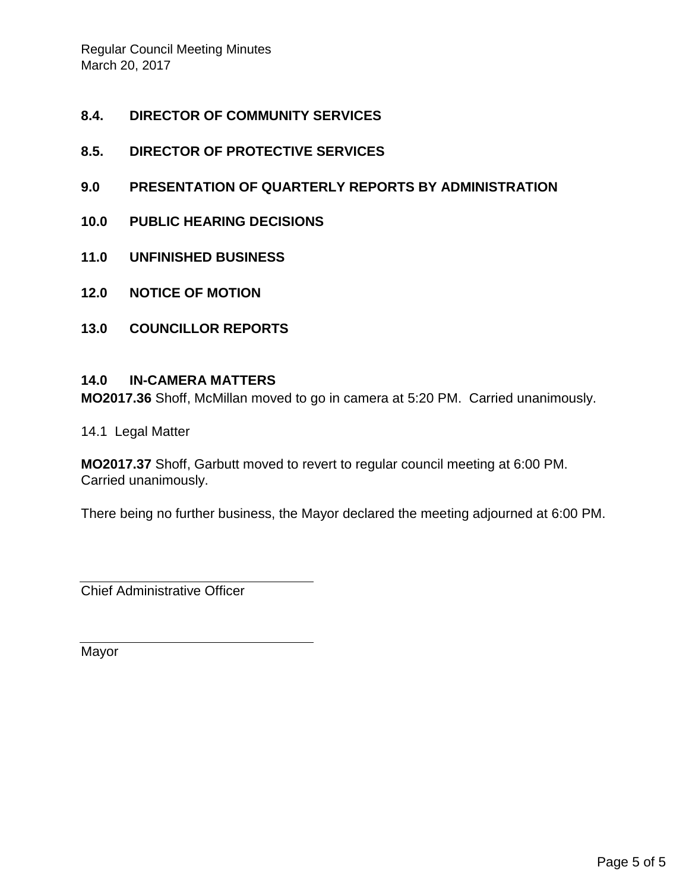## 8.4. DIRECTOR OF COMMUNITY SERVICES

## 8.5. DIRECTOR OF PROTECTIVE SERVICES

## 9.0 PRESENTATION OF QUARTERLY REPORTS BY ADMINISTRATION

## 10.0 PUBLIC HEARING DECISIONS

## 11.0 UNFINISHED BUSINESS

## 12.0 NOTICE OF MOTION

## 13.0 COUNCILLOR REPORTS

## 14.0 IN-CAMERA MATTERS

**MO2017.36** Shoff, McMillan moved to go in camera at 5:20 PM. Carried unanimously.

14.1 Legal Matter

**MO2017.37** Shoff, Garbutt moved to revert to regular council meeting at 6:00 PM. Carried unanimously.

There being no further business, the Mayor declared the meeting adjourned at 6:00 PM.

\_\_\_\_\_\_\_\_\_\_\_\_\_\_\_\_\_\_\_\_\_\_\_\_\_\_\_\_\_\_\_\_

Chief Administrative Officer

\_\_\_\_\_\_\_\_\_\_\_\_\_\_\_\_\_\_\_\_\_\_\_\_\_\_\_\_\_\_\_\_

Mayor